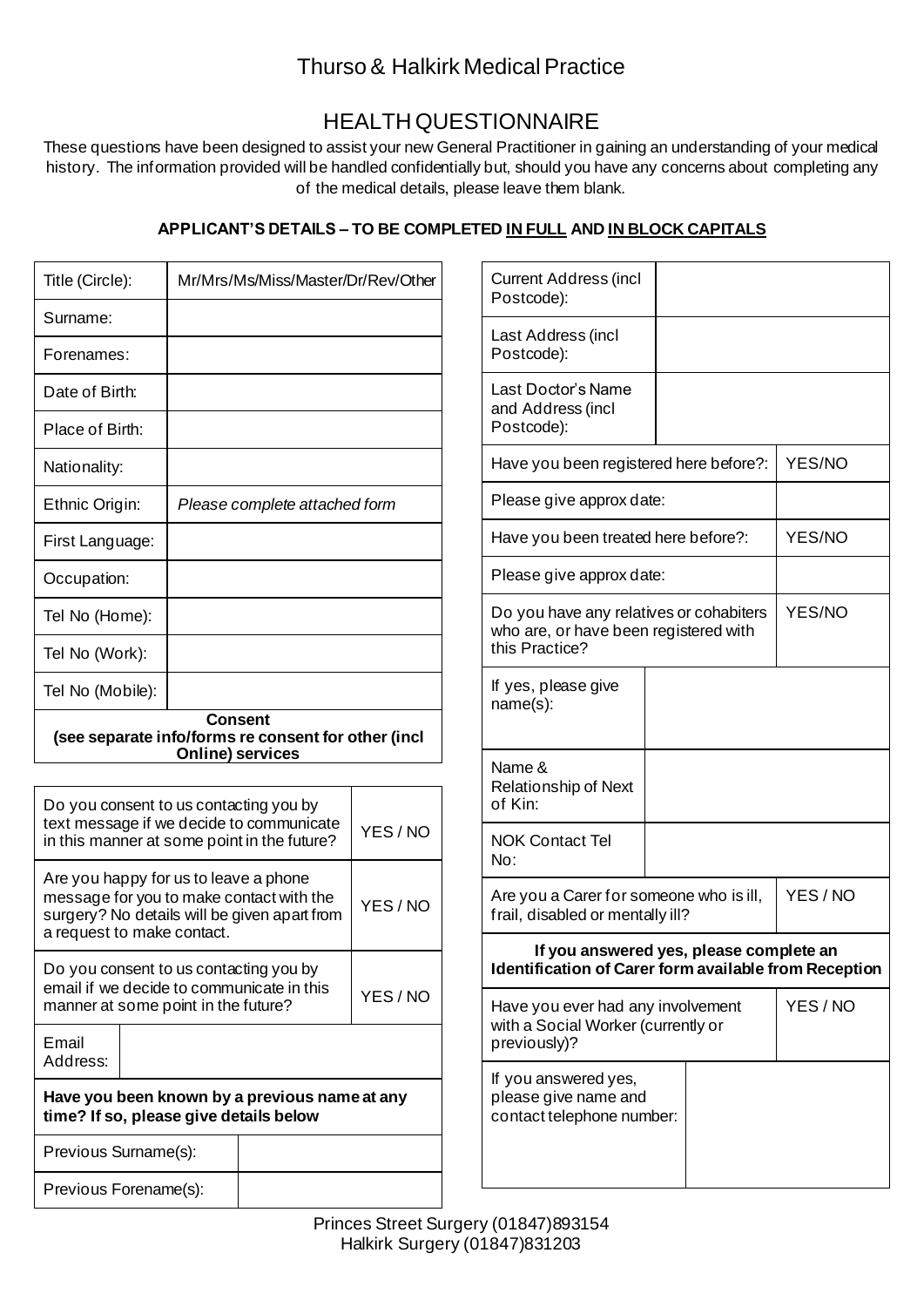# Thurso & Halkirk Medical Practice

## HEALTH QUESTIONNAIRE

These questions have been designed to assist your new General Practitioner in gaining an understanding of your medical history. The information provided will be handled confidentially but, should you have any concerns about completing any of the medical details, please leave them blank.

**APPLICANT'S DETAILS – TO BE COMPLETED IN FULL AND IN BLOCK CAPITALS**

| | |
|---|---|
| Title (Circle): | Mr/Mrs/Ms/Miss/Master/Dr/Rev/Other |
| Surname: | |
| Forenames: | |
| Date of Birth: | |
| Place of Birth: | |
| Nationality: | |
| Ethnic Origin: | *Please complete attached form* |
| First Language: | |
| Occupation: | |
| Tel No (Home): | |
| Tel No (Work): | |
| Tel No (Mobile): | |

**Consent**
**(see separate info/forms re consent for other (incl Online) services**

| | |
|---|---|
| Do you consent to us contacting you by text message if we decide to communicate in this manner at some point in the future? | YES / NO |
| Are you happy for us to leave a phone message for you to make contact with the surgery? No details will be given apart from a request to make contact. | YES / NO |
| Do you consent to us contacting you by email if we decide to communicate in this manner at some point in the future? | YES / NO |
| Email Address: | |

**Have you been known by a previous name at any time? If so, please give details below**

| | |
|---|---|
| Previous Surname(s): | |
| Previous Forename(s): | |

| | |
|---|---|
| Current Address (incl Postcode): | |
| Last Address (incl Postcode): | |
| Last Doctor's Name and Address (incl Postcode): | |
| Have you been registered here before?: | YES/NO |
| Please give approx date: | |
| Have you been treated here before?: | YES/NO |
| Please give approx date: | |
| Do you have any relatives or cohabiters who are, or have been registered with this Practice? | YES/NO |
| If yes, please give name(s): | |
| Name & Relationship of Next of Kin: | |
| NOK Contact Tel No: | |
| Are you a Carer for someone who is ill, frail, disabled or mentally ill? | YES / NO |

**If you answered yes, please complete an Identification of Carer form available from Reception**

| | |
|---|---|
| Have you ever had any involvement with a Social Worker (currently or previously)? | YES / NO |
| If you answered yes, please give name and contact telephone number: | |

Princes Street Surgery (01847)893154
Halkirk Surgery (01847)831203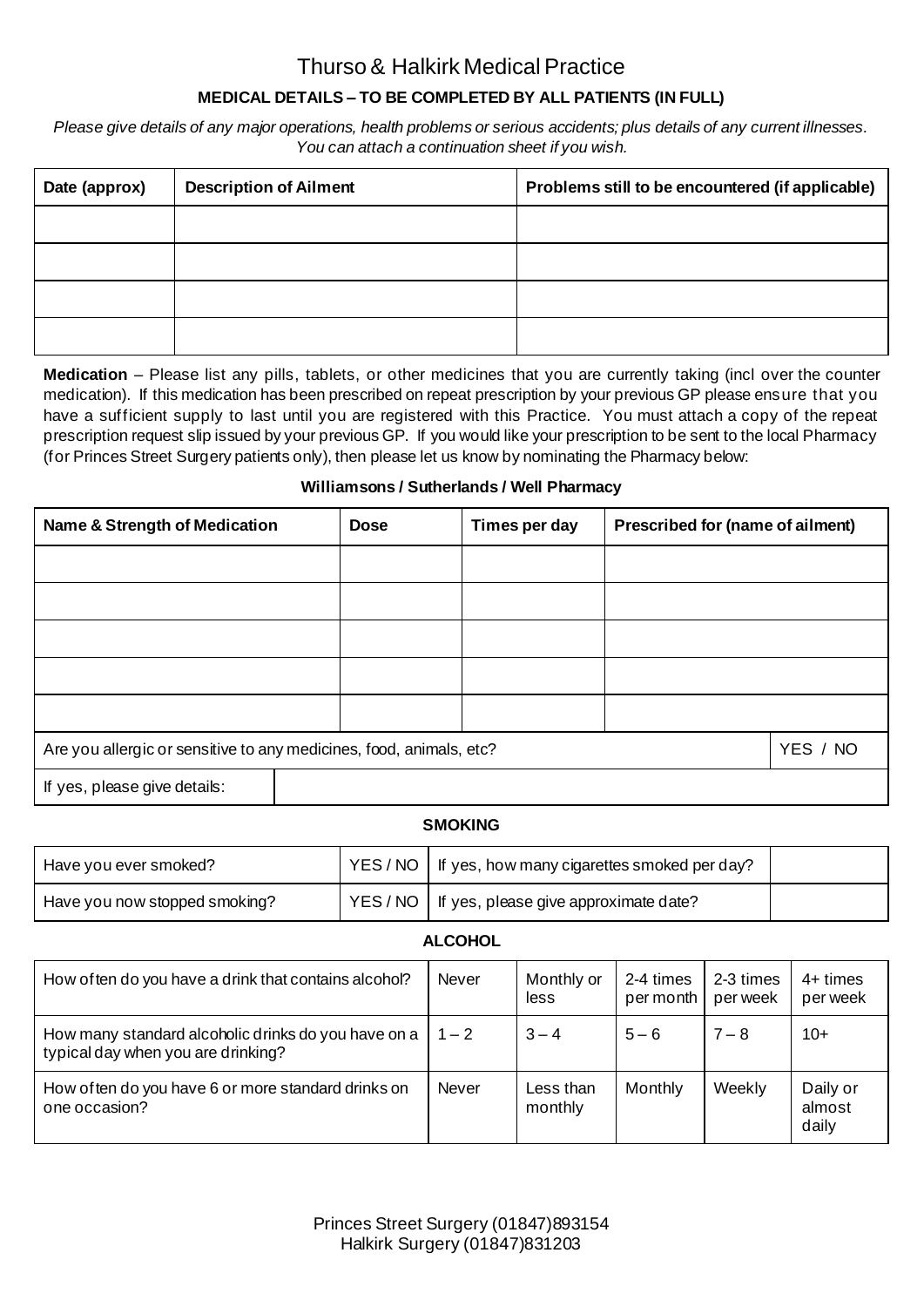# Thurso & Halkirk Medical Practice

**MEDICAL DETAILS – TO BE COMPLETED BY ALL PATIENTS (IN FULL)**

*Please give details of any major operations, health problems or serious accidents; plus details of any current illnesses. You can attach a continuation sheet if you wish.*

| Date (approx) | Description of Ailment | Problems still to be encountered (if applicable) |
|---|---|---|
| | | |
| | | |
| | | |
| | | |

**Medication** – Please list any pills, tablets, or other medicines that you are currently taking (incl over the counter medication). If this medication has been prescribed on repeat prescription by your previous GP please ensure that you have a sufficient supply to last until you are registered with this Practice. You must attach a copy of the repeat prescription request slip issued by your previous GP. If you would like your prescription to be sent to the local Pharmacy (for Princes Street Surgery patients only), then please let us know by nominating the Pharmacy below:

**Williamsons / Sutherlands / Well Pharmacy**

| Name & Strength of Medication | Dose | Times per day | Prescribed for (name of ailment) |
|---|---|---|---|
| | | | |
| | | | |
| | | | |
| | | | |
| | | | |
| Are you allergic or sensitive to any medicines, food, animals, etc? | | | YES / NO |
| If yes, please give details: | | | |

**SMOKING**

| Have you ever smoked? | YES / NO | If yes, how many cigarettes smoked per day? | |
|---|---|---|---|
| Have you now stopped smoking? | YES / NO | If yes, please give approximate date? | |

**ALCOHOL**

| | | | | | |
|---|---|---|---|---|---|
| How often do you have a drink that contains alcohol? | Never | Monthly or less | 2-4 times per month | 2-3 times per week | 4+ times per week |
| How many standard alcoholic drinks do you have on a typical day when you are drinking? | 1 – 2 | 3 – 4 | 5 – 6 | 7 – 8 | 10+ |
| How often do you have 6 or more standard drinks on one occasion? | Never | Less than monthly | Monthly | Weekly | Daily or almost daily |

Princes Street Surgery (01847)893154
Halkirk Surgery (01847)831203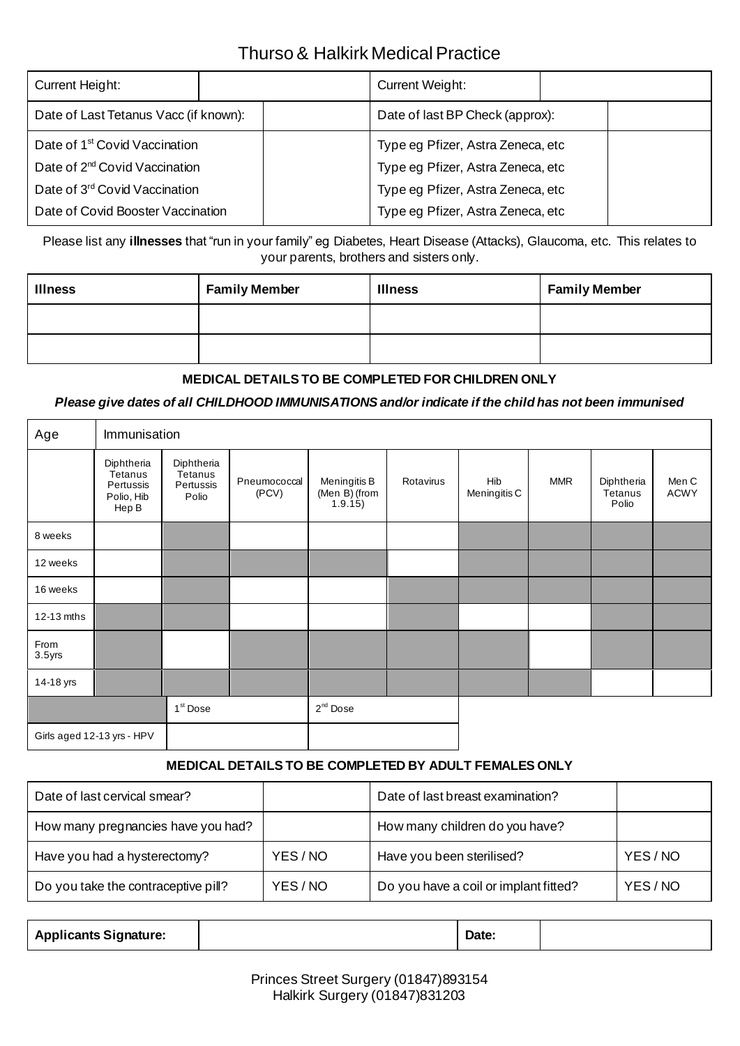# Thurso & Halkirk Medical Practice

| | | | |
|---|---|---|---|
| Current Height: | | Current Weight: | |
| Date of Last Tetanus Vacc (if known): | | Date of last BP Check (approx): | |
| Date of 1st Covid Vaccination | | Type eg Pfizer, Astra Zeneca, etc | |
| Date of 2nd Covid Vaccination | | Type eg Pfizer, Astra Zeneca, etc | |
| Date of 3rd Covid Vaccination | | Type eg Pfizer, Astra Zeneca, etc | |
| Date of Covid Booster Vaccination | | Type eg Pfizer, Astra Zeneca, etc | |

Please list any **illnesses** that "run in your family" eg Diabetes, Heart Disease (Attacks), Glaucoma, etc. This relates to your parents, brothers and sisters only.

| Illness | Family Member | Illness | Family Member |
|---|---|---|---|
| | | | |
| | | | |

**MEDICAL DETAILS TO BE COMPLETED FOR CHILDREN ONLY**

***Please give dates of all CHILDHOOD IMMUNISATIONS and/or indicate if the child has not been immunised***

| Age | Immunisation | | | | | | | | |
|---|---|---|---|---|---|---|---|---|---|
| | Diphtheria Tetanus Pertussis Polio, Hib Hep B | Diphtheria Tetanus Pertussis Polio | Pneumococcal (PCV) | Meningitis B (Men B) (from 1.9.15) | Rotavirus | Hib Meningitis C | MMR | Diphtheria Tetanus Polio | Men C ACWY |
| 8 weeks | | | | | | | | | |
| 12 weeks | | | | | | | | | |
| 16 weeks | | | | | | | | | |
| 12-13 mths | | | | | | | | | |
| From 3.5yrs | | | | | | | | | |
| 14-18 yrs | | | | | | | | | |

| | 1st Dose | 2nd Dose |
|---|---|---|
| Girls aged 12-13 yrs - HPV | | |

**MEDICAL DETAILS TO BE COMPLETED BY ADULT FEMALES ONLY**

| | | | |
|---|---|---|---|
| Date of last cervical smear? | | Date of last breast examination? | |
| How many pregnancies have you had? | | How many children do you have? | |
| Have you had a hysterectomy? | YES / NO | Have you been sterilised? | YES / NO |
| Do you take the contraceptive pill? | YES / NO | Do you have a coil or implant fitted? | YES / NO |

| | | | |
|---|---|---|---|
| **Applicants Signature:** | | **Date:** | |

Princes Street Surgery (01847)893154
Halkirk Surgery (01847)831203